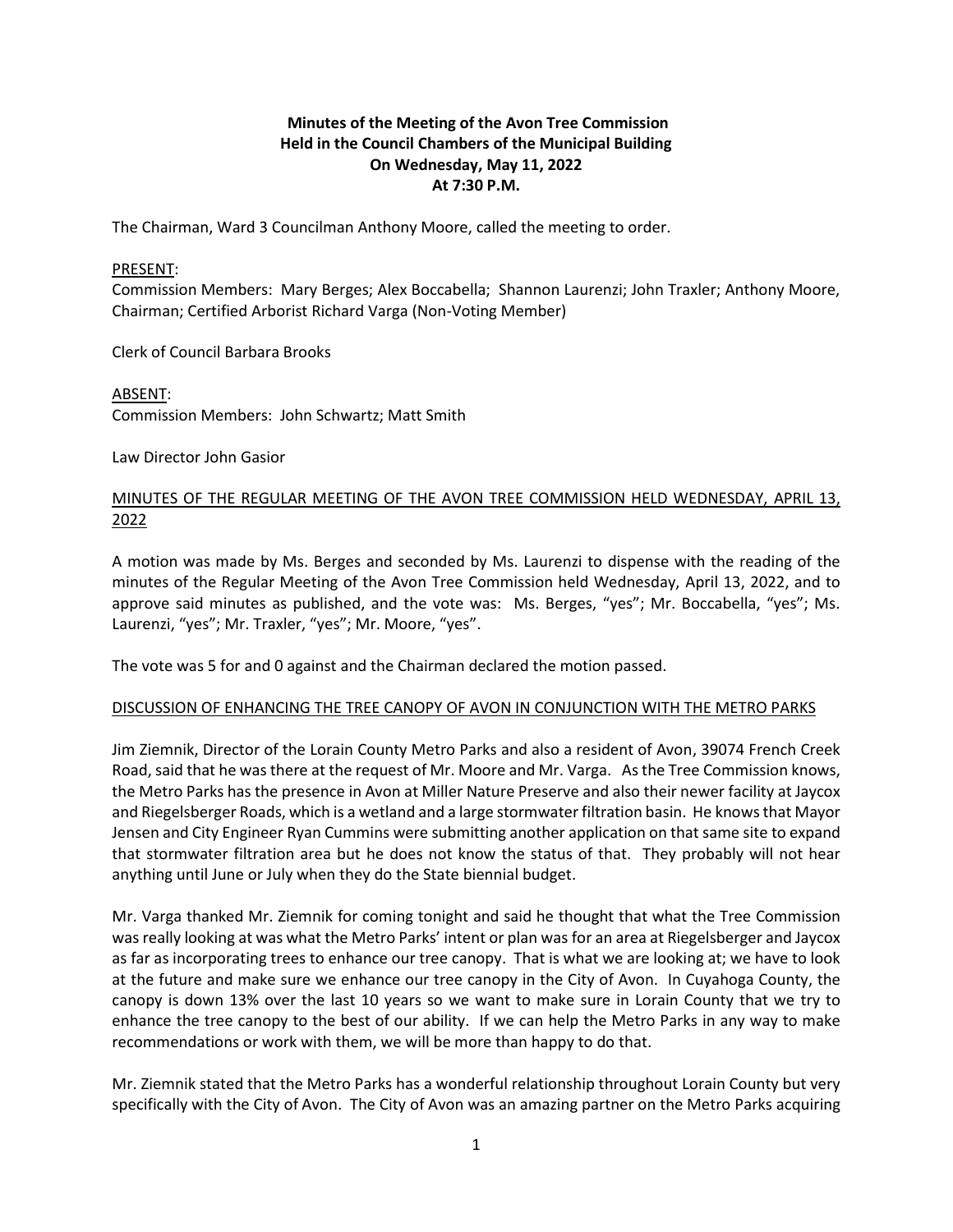**Minutes of the Meeting of the Avon Tree Commission**
**Held in the Council Chambers of the Municipal Building**
**On Wednesday, May 11, 2022**
**At 7:30 P.M.**

The Chairman, Ward 3 Councilman Anthony Moore, called the meeting to order.

PRESENT:
Commission Members: Mary Berges; Alex Boccabella; Shannon Laurenzi; John Traxler; Anthony Moore, Chairman; Certified Arborist Richard Varga (Non-Voting Member)

Clerk of Council Barbara Brooks

ABSENT:
Commission Members: John Schwartz; Matt Smith

Law Director John Gasior

MINUTES OF THE REGULAR MEETING OF THE AVON TREE COMMISSION HELD WEDNESDAY, APRIL 13, 2022

A motion was made by Ms. Berges and seconded by Ms. Laurenzi to dispense with the reading of the minutes of the Regular Meeting of the Avon Tree Commission held Wednesday, April 13, 2022, and to approve said minutes as published, and the vote was: Ms. Berges, "yes"; Mr. Boccabella, "yes"; Ms. Laurenzi, "yes"; Mr. Traxler, "yes"; Mr. Moore, "yes".

The vote was 5 for and 0 against and the Chairman declared the motion passed.

DISCUSSION OF ENHANCING THE TREE CANOPY OF AVON IN CONJUNCTION WITH THE METRO PARKS

Jim Ziemnik, Director of the Lorain County Metro Parks and also a resident of Avon, 39074 French Creek Road, said that he was there at the request of Mr. Moore and Mr. Varga. As the Tree Commission knows, the Metro Parks has the presence in Avon at Miller Nature Preserve and also their newer facility at Jaycox and Riegelsberger Roads, which is a wetland and a large stormwater filtration basin. He knows that Mayor Jensen and City Engineer Ryan Cummins were submitting another application on that same site to expand that stormwater filtration area but he does not know the status of that. They probably will not hear anything until June or July when they do the State biennial budget.

Mr. Varga thanked Mr. Ziemnik for coming tonight and said he thought that what the Tree Commission was really looking at was what the Metro Parks' intent or plan was for an area at Riegelsberger and Jaycox as far as incorporating trees to enhance our tree canopy. That is what we are looking at; we have to look at the future and make sure we enhance our tree canopy in the City of Avon. In Cuyahoga County, the canopy is down 13% over the last 10 years so we want to make sure in Lorain County that we try to enhance the tree canopy to the best of our ability. If we can help the Metro Parks in any way to make recommendations or work with them, we will be more than happy to do that.

Mr. Ziemnik stated that the Metro Parks has a wonderful relationship throughout Lorain County but very specifically with the City of Avon. The City of Avon was an amazing partner on the Metro Parks acquiring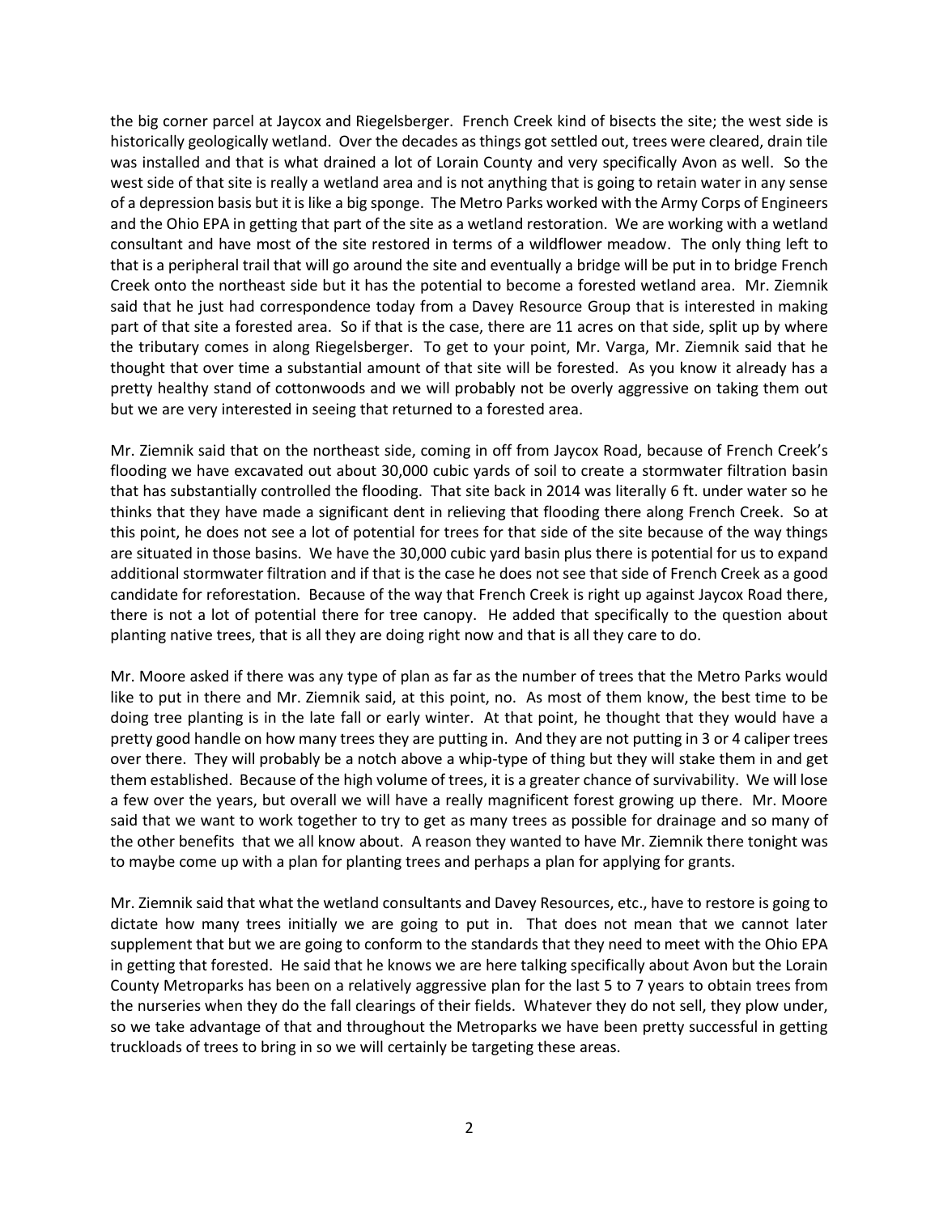the big corner parcel at Jaycox and Riegelsberger. French Creek kind of bisects the site; the west side is historically geologically wetland. Over the decades as things got settled out, trees were cleared, drain tile was installed and that is what drained a lot of Lorain County and very specifically Avon as well. So the west side of that site is really a wetland area and is not anything that is going to retain water in any sense of a depression basis but it is like a big sponge. The Metro Parks worked with the Army Corps of Engineers and the Ohio EPA in getting that part of the site as a wetland restoration. We are working with a wetland consultant and have most of the site restored in terms of a wildflower meadow. The only thing left to that is a peripheral trail that will go around the site and eventually a bridge will be put in to bridge French Creek onto the northeast side but it has the potential to become a forested wetland area. Mr. Ziemnik said that he just had correspondence today from a Davey Resource Group that is interested in making part of that site a forested area. So if that is the case, there are 11 acres on that side, split up by where the tributary comes in along Riegelsberger. To get to your point, Mr. Varga, Mr. Ziemnik said that he thought that over time a substantial amount of that site will be forested. As you know it already has a pretty healthy stand of cottonwoods and we will probably not be overly aggressive on taking them out but we are very interested in seeing that returned to a forested area.

Mr. Ziemnik said that on the northeast side, coming in off from Jaycox Road, because of French Creek's flooding we have excavated out about 30,000 cubic yards of soil to create a stormwater filtration basin that has substantially controlled the flooding. That site back in 2014 was literally 6 ft. under water so he thinks that they have made a significant dent in relieving that flooding there along French Creek. So at this point, he does not see a lot of potential for trees for that side of the site because of the way things are situated in those basins. We have the 30,000 cubic yard basin plus there is potential for us to expand additional stormwater filtration and if that is the case he does not see that side of French Creek as a good candidate for reforestation. Because of the way that French Creek is right up against Jaycox Road there, there is not a lot of potential there for tree canopy. He added that specifically to the question about planting native trees, that is all they are doing right now and that is all they care to do.

Mr. Moore asked if there was any type of plan as far as the number of trees that the Metro Parks would like to put in there and Mr. Ziemnik said, at this point, no. As most of them know, the best time to be doing tree planting is in the late fall or early winter. At that point, he thought that they would have a pretty good handle on how many trees they are putting in. And they are not putting in 3 or 4 caliper trees over there. They will probably be a notch above a whip-type of thing but they will stake them in and get them established. Because of the high volume of trees, it is a greater chance of survivability. We will lose a few over the years, but overall we will have a really magnificent forest growing up there. Mr. Moore said that we want to work together to try to get as many trees as possible for drainage and so many of the other benefits that we all know about. A reason they wanted to have Mr. Ziemnik there tonight was to maybe come up with a plan for planting trees and perhaps a plan for applying for grants.

Mr. Ziemnik said that what the wetland consultants and Davey Resources, etc., have to restore is going to dictate how many trees initially we are going to put in. That does not mean that we cannot later supplement that but we are going to conform to the standards that they need to meet with the Ohio EPA in getting that forested. He said that he knows we are here talking specifically about Avon but the Lorain County Metroparks has been on a relatively aggressive plan for the last 5 to 7 years to obtain trees from the nurseries when they do the fall clearings of their fields. Whatever they do not sell, they plow under, so we take advantage of that and throughout the Metroparks we have been pretty successful in getting truckloads of trees to bring in so we will certainly be targeting these areas.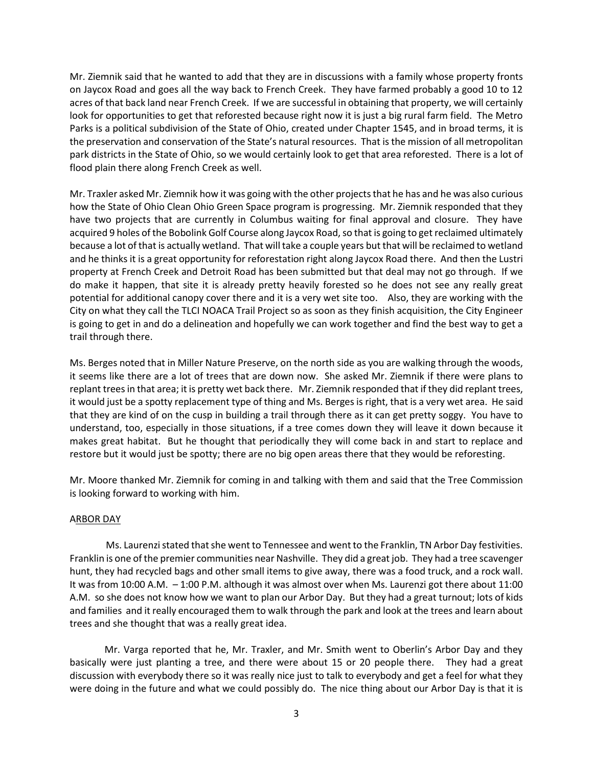Mr. Ziemnik said that he wanted to add that they are in discussions with a family whose property fronts on Jaycox Road and goes all the way back to French Creek. They have farmed probably a good 10 to 12 acres of that back land near French Creek. If we are successful in obtaining that property, we will certainly look for opportunities to get that reforested because right now it is just a big rural farm field. The Metro Parks is a political subdivision of the State of Ohio, created under Chapter 1545, and in broad terms, it is the preservation and conservation of the State's natural resources. That is the mission of all metropolitan park districts in the State of Ohio, so we would certainly look to get that area reforested. There is a lot of flood plain there along French Creek as well.

Mr. Traxler asked Mr. Ziemnik how it was going with the other projects that he has and he was also curious how the State of Ohio Clean Ohio Green Space program is progressing. Mr. Ziemnik responded that they have two projects that are currently in Columbus waiting for final approval and closure. They have acquired 9 holes of the Bobolink Golf Course along Jaycox Road, so that is going to get reclaimed ultimately because a lot of that is actually wetland. That will take a couple years but that will be reclaimed to wetland and he thinks it is a great opportunity for reforestation right along Jaycox Road there. And then the Lustri property at French Creek and Detroit Road has been submitted but that deal may not go through. If we do make it happen, that site it is already pretty heavily forested so he does not see any really great potential for additional canopy cover there and it is a very wet site too. Also, they are working with the City on what they call the TLCI NOACA Trail Project so as soon as they finish acquisition, the City Engineer is going to get in and do a delineation and hopefully we can work together and find the best way to get a trail through there.

Ms. Berges noted that in Miller Nature Preserve, on the north side as you are walking through the woods, it seems like there are a lot of trees that are down now. She asked Mr. Ziemnik if there were plans to replant trees in that area; it is pretty wet back there. Mr. Ziemnik responded that if they did replant trees, it would just be a spotty replacement type of thing and Ms. Berges is right, that is a very wet area. He said that they are kind of on the cusp in building a trail through there as it can get pretty soggy. You have to understand, too, especially in those situations, if a tree comes down they will leave it down because it makes great habitat. But he thought that periodically they will come back in and start to replace and restore but it would just be spotty; there are no big open areas there that they would be reforesting.

Mr. Moore thanked Mr. Ziemnik for coming in and talking with them and said that the Tree Commission is looking forward to working with him.

ARBOR DAY

Ms. Laurenzi stated that she went to Tennessee and went to the Franklin, TN Arbor Day festivities. Franklin is one of the premier communities near Nashville. They did a great job. They had a tree scavenger hunt, they had recycled bags and other small items to give away, there was a food truck, and a rock wall. It was from 10:00 A.M. – 1:00 P.M. although it was almost over when Ms. Laurenzi got there about 11:00 A.M. so she does not know how we want to plan our Arbor Day. But they had a great turnout; lots of kids and families and it really encouraged them to walk through the park and look at the trees and learn about trees and she thought that was a really great idea.

Mr. Varga reported that he, Mr. Traxler, and Mr. Smith went to Oberlin's Arbor Day and they basically were just planting a tree, and there were about 15 or 20 people there. They had a great discussion with everybody there so it was really nice just to talk to everybody and get a feel for what they were doing in the future and what we could possibly do. The nice thing about our Arbor Day is that it is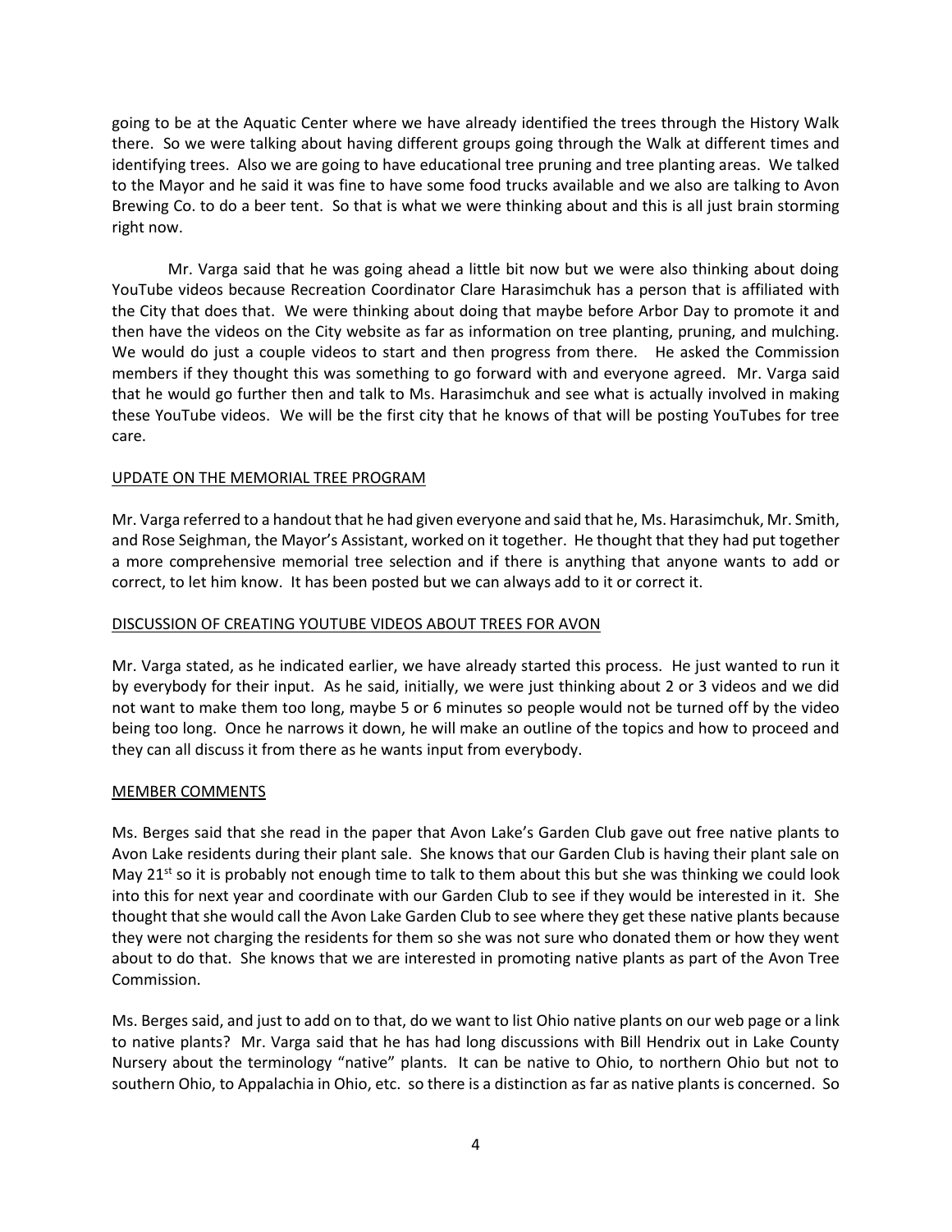going to be at the Aquatic Center where we have already identified the trees through the History Walk there. So we were talking about having different groups going through the Walk at different times and identifying trees. Also we are going to have educational tree pruning and tree planting areas. We talked to the Mayor and he said it was fine to have some food trucks available and we also are talking to Avon Brewing Co. to do a beer tent. So that is what we were thinking about and this is all just brain storming right now.

Mr. Varga said that he was going ahead a little bit now but we were also thinking about doing YouTube videos because Recreation Coordinator Clare Harasimchuk has a person that is affiliated with the City that does that. We were thinking about doing that maybe before Arbor Day to promote it and then have the videos on the City website as far as information on tree planting, pruning, and mulching. We would do just a couple videos to start and then progress from there. He asked the Commission members if they thought this was something to go forward with and everyone agreed. Mr. Varga said that he would go further then and talk to Ms. Harasimchuk and see what is actually involved in making these YouTube videos. We will be the first city that he knows of that will be posting YouTubes for tree care.

UPDATE ON THE MEMORIAL TREE PROGRAM

Mr. Varga referred to a handout that he had given everyone and said that he, Ms. Harasimchuk, Mr. Smith, and Rose Seighman, the Mayor's Assistant, worked on it together. He thought that they had put together a more comprehensive memorial tree selection and if there is anything that anyone wants to add or correct, to let him know. It has been posted but we can always add to it or correct it.

DISCUSSION OF CREATING YOUTUBE VIDEOS ABOUT TREES FOR AVON

Mr. Varga stated, as he indicated earlier, we have already started this process. He just wanted to run it by everybody for their input. As he said, initially, we were just thinking about 2 or 3 videos and we did not want to make them too long, maybe 5 or 6 minutes so people would not be turned off by the video being too long. Once he narrows it down, he will make an outline of the topics and how to proceed and they can all discuss it from there as he wants input from everybody.

MEMBER COMMENTS

Ms. Berges said that she read in the paper that Avon Lake's Garden Club gave out free native plants to Avon Lake residents during their plant sale. She knows that our Garden Club is having their plant sale on May 21st so it is probably not enough time to talk to them about this but she was thinking we could look into this for next year and coordinate with our Garden Club to see if they would be interested in it. She thought that she would call the Avon Lake Garden Club to see where they get these native plants because they were not charging the residents for them so she was not sure who donated them or how they went about to do that. She knows that we are interested in promoting native plants as part of the Avon Tree Commission.

Ms. Berges said, and just to add on to that, do we want to list Ohio native plants on our web page or a link to native plants? Mr. Varga said that he has had long discussions with Bill Hendrix out in Lake County Nursery about the terminology "native" plants. It can be native to Ohio, to northern Ohio but not to southern Ohio, to Appalachia in Ohio, etc. so there is a distinction as far as native plants is concerned. So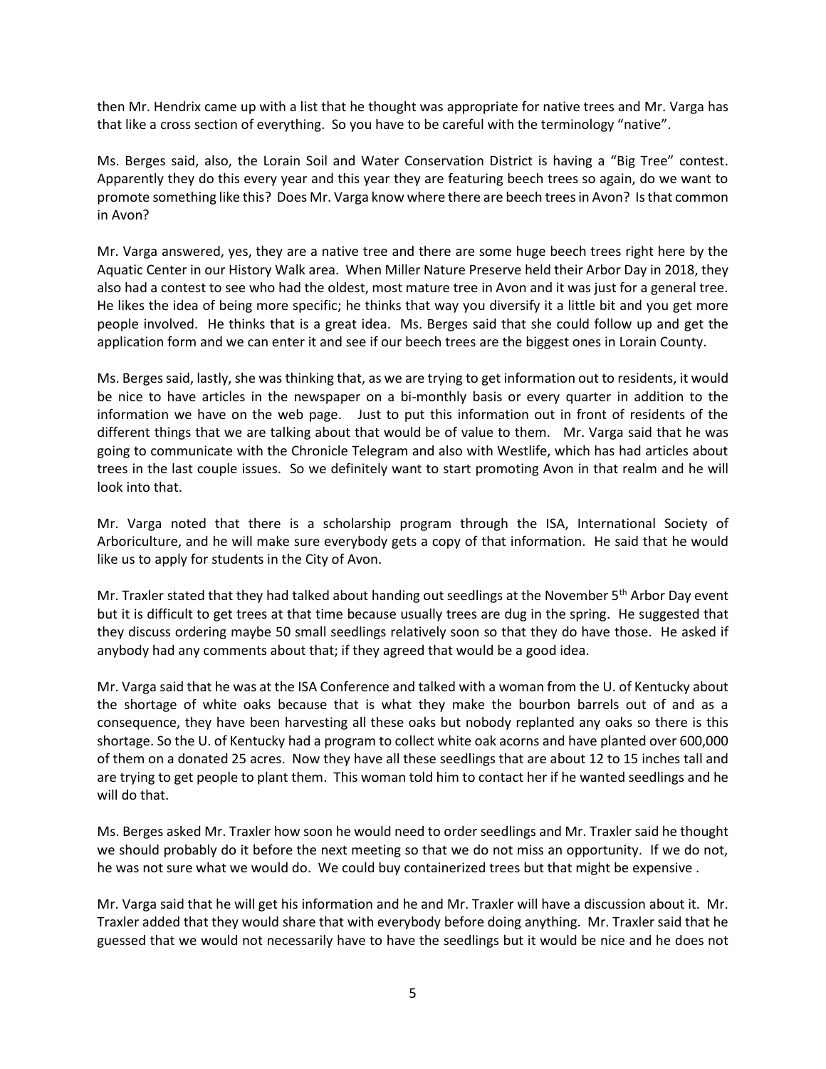then Mr. Hendrix came up with a list that he thought was appropriate for native trees and Mr. Varga has that like a cross section of everything. So you have to be careful with the terminology "native".

Ms. Berges said, also, the Lorain Soil and Water Conservation District is having a "Big Tree" contest. Apparently they do this every year and this year they are featuring beech trees so again, do we want to promote something like this? Does Mr. Varga know where there are beech trees in Avon? Is that common in Avon?

Mr. Varga answered, yes, they are a native tree and there are some huge beech trees right here by the Aquatic Center in our History Walk area. When Miller Nature Preserve held their Arbor Day in 2018, they also had a contest to see who had the oldest, most mature tree in Avon and it was just for a general tree. He likes the idea of being more specific; he thinks that way you diversify it a little bit and you get more people involved. He thinks that is a great idea. Ms. Berges said that she could follow up and get the application form and we can enter it and see if our beech trees are the biggest ones in Lorain County.

Ms. Berges said, lastly, she was thinking that, as we are trying to get information out to residents, it would be nice to have articles in the newspaper on a bi-monthly basis or every quarter in addition to the information we have on the web page. Just to put this information out in front of residents of the different things that we are talking about that would be of value to them. Mr. Varga said that he was going to communicate with the Chronicle Telegram and also with Westlife, which has had articles about trees in the last couple issues. So we definitely want to start promoting Avon in that realm and he will look into that.

Mr. Varga noted that there is a scholarship program through the ISA, International Society of Arboriculture, and he will make sure everybody gets a copy of that information. He said that he would like us to apply for students in the City of Avon.

Mr. Traxler stated that they had talked about handing out seedlings at the November 5th Arbor Day event but it is difficult to get trees at that time because usually trees are dug in the spring. He suggested that they discuss ordering maybe 50 small seedlings relatively soon so that they do have those. He asked if anybody had any comments about that; if they agreed that would be a good idea.

Mr. Varga said that he was at the ISA Conference and talked with a woman from the U. of Kentucky about the shortage of white oaks because that is what they make the bourbon barrels out of and as a consequence, they have been harvesting all these oaks but nobody replanted any oaks so there is this shortage. So the U. of Kentucky had a program to collect white oak acorns and have planted over 600,000 of them on a donated 25 acres. Now they have all these seedlings that are about 12 to 15 inches tall and are trying to get people to plant them. This woman told him to contact her if he wanted seedlings and he will do that.

Ms. Berges asked Mr. Traxler how soon he would need to order seedlings and Mr. Traxler said he thought we should probably do it before the next meeting so that we do not miss an opportunity. If we do not, he was not sure what we would do. We could buy containerized trees but that might be expensive .

Mr. Varga said that he will get his information and he and Mr. Traxler will have a discussion about it. Mr. Traxler added that they would share that with everybody before doing anything. Mr. Traxler said that he guessed that we would not necessarily have to have the seedlings but it would be nice and he does not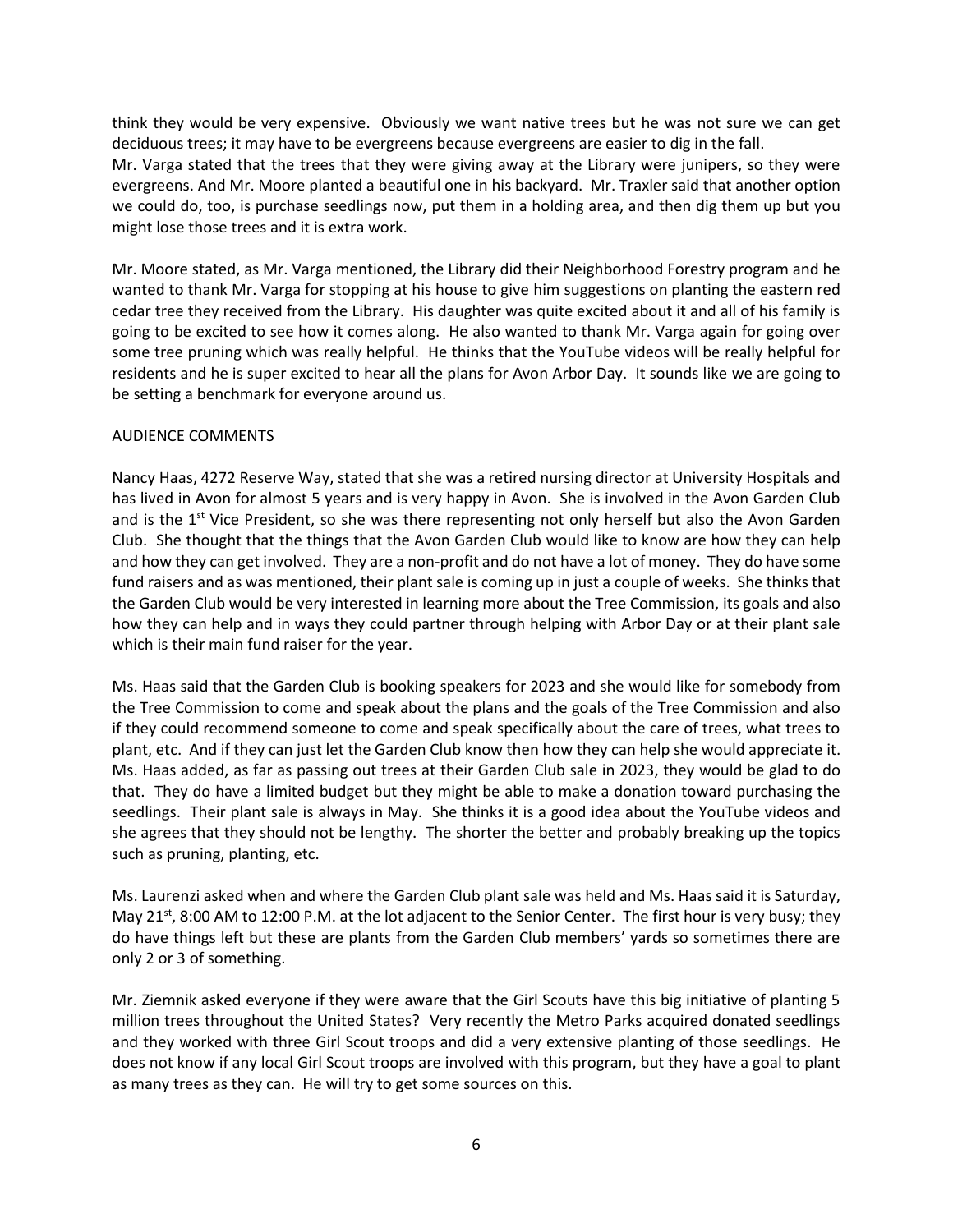think they would be very expensive. Obviously we want native trees but he was not sure we can get deciduous trees; it may have to be evergreens because evergreens are easier to dig in the fall.
Mr. Varga stated that the trees that they were giving away at the Library were junipers, so they were evergreens. And Mr. Moore planted a beautiful one in his backyard. Mr. Traxler said that another option we could do, too, is purchase seedlings now, put them in a holding area, and then dig them up but you might lose those trees and it is extra work.

Mr. Moore stated, as Mr. Varga mentioned, the Library did their Neighborhood Forestry program and he wanted to thank Mr. Varga for stopping at his house to give him suggestions on planting the eastern red cedar tree they received from the Library. His daughter was quite excited about it and all of his family is going to be excited to see how it comes along. He also wanted to thank Mr. Varga again for going over some tree pruning which was really helpful. He thinks that the YouTube videos will be really helpful for residents and he is super excited to hear all the plans for Avon Arbor Day. It sounds like we are going to be setting a benchmark for everyone around us.

AUDIENCE COMMENTS

Nancy Haas, 4272 Reserve Way, stated that she was a retired nursing director at University Hospitals and has lived in Avon for almost 5 years and is very happy in Avon. She is involved in the Avon Garden Club and is the 1st Vice President, so she was there representing not only herself but also the Avon Garden Club. She thought that the things that the Avon Garden Club would like to know are how they can help and how they can get involved. They are a non-profit and do not have a lot of money. They do have some fund raisers and as was mentioned, their plant sale is coming up in just a couple of weeks. She thinks that the Garden Club would be very interested in learning more about the Tree Commission, its goals and also how they can help and in ways they could partner through helping with Arbor Day or at their plant sale which is their main fund raiser for the year.

Ms. Haas said that the Garden Club is booking speakers for 2023 and she would like for somebody from the Tree Commission to come and speak about the plans and the goals of the Tree Commission and also if they could recommend someone to come and speak specifically about the care of trees, what trees to plant, etc. And if they can just let the Garden Club know then how they can help she would appreciate it. Ms. Haas added, as far as passing out trees at their Garden Club sale in 2023, they would be glad to do that. They do have a limited budget but they might be able to make a donation toward purchasing the seedlings. Their plant sale is always in May. She thinks it is a good idea about the YouTube videos and she agrees that they should not be lengthy. The shorter the better and probably breaking up the topics such as pruning, planting, etc.

Ms. Laurenzi asked when and where the Garden Club plant sale was held and Ms. Haas said it is Saturday, May 21st, 8:00 AM to 12:00 P.M. at the lot adjacent to the Senior Center. The first hour is very busy; they do have things left but these are plants from the Garden Club members' yards so sometimes there are only 2 or 3 of something.

Mr. Ziemnik asked everyone if they were aware that the Girl Scouts have this big initiative of planting 5 million trees throughout the United States? Very recently the Metro Parks acquired donated seedlings and they worked with three Girl Scout troops and did a very extensive planting of those seedlings. He does not know if any local Girl Scout troops are involved with this program, but they have a goal to plant as many trees as they can. He will try to get some sources on this.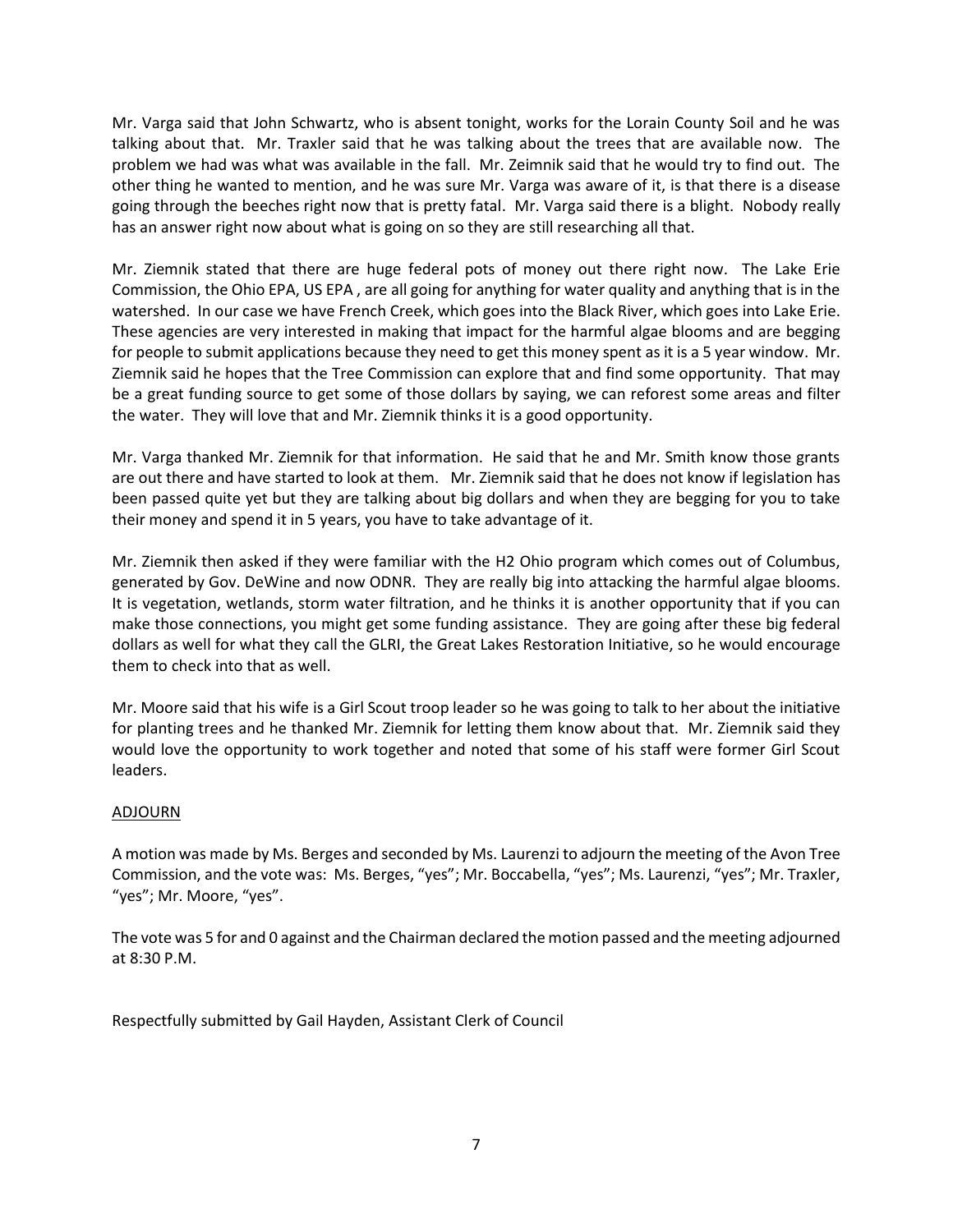Mr. Varga said that John Schwartz, who is absent tonight, works for the Lorain County Soil and he was talking about that. Mr. Traxler said that he was talking about the trees that are available now. The problem we had was what was available in the fall. Mr. Zeimnik said that he would try to find out. The other thing he wanted to mention, and he was sure Mr. Varga was aware of it, is that there is a disease going through the beeches right now that is pretty fatal. Mr. Varga said there is a blight. Nobody really has an answer right now about what is going on so they are still researching all that.

Mr. Ziemnik stated that there are huge federal pots of money out there right now. The Lake Erie Commission, the Ohio EPA, US EPA , are all going for anything for water quality and anything that is in the watershed. In our case we have French Creek, which goes into the Black River, which goes into Lake Erie. These agencies are very interested in making that impact for the harmful algae blooms and are begging for people to submit applications because they need to get this money spent as it is a 5 year window. Mr. Ziemnik said he hopes that the Tree Commission can explore that and find some opportunity. That may be a great funding source to get some of those dollars by saying, we can reforest some areas and filter the water. They will love that and Mr. Ziemnik thinks it is a good opportunity.

Mr. Varga thanked Mr. Ziemnik for that information. He said that he and Mr. Smith know those grants are out there and have started to look at them. Mr. Ziemnik said that he does not know if legislation has been passed quite yet but they are talking about big dollars and when they are begging for you to take their money and spend it in 5 years, you have to take advantage of it.

Mr. Ziemnik then asked if they were familiar with the H2 Ohio program which comes out of Columbus, generated by Gov. DeWine and now ODNR. They are really big into attacking the harmful algae blooms. It is vegetation, wetlands, storm water filtration, and he thinks it is another opportunity that if you can make those connections, you might get some funding assistance. They are going after these big federal dollars as well for what they call the GLRI, the Great Lakes Restoration Initiative, so he would encourage them to check into that as well.

Mr. Moore said that his wife is a Girl Scout troop leader so he was going to talk to her about the initiative for planting trees and he thanked Mr. Ziemnik for letting them know about that. Mr. Ziemnik said they would love the opportunity to work together and noted that some of his staff were former Girl Scout leaders.

ADJOURN

A motion was made by Ms. Berges and seconded by Ms. Laurenzi to adjourn the meeting of the Avon Tree Commission, and the vote was: Ms. Berges, "yes"; Mr. Boccabella, "yes"; Ms. Laurenzi, "yes"; Mr. Traxler, "yes"; Mr. Moore, "yes".

The vote was 5 for and 0 against and the Chairman declared the motion passed and the meeting adjourned at 8:30 P.M.

Respectfully submitted by Gail Hayden, Assistant Clerk of Council